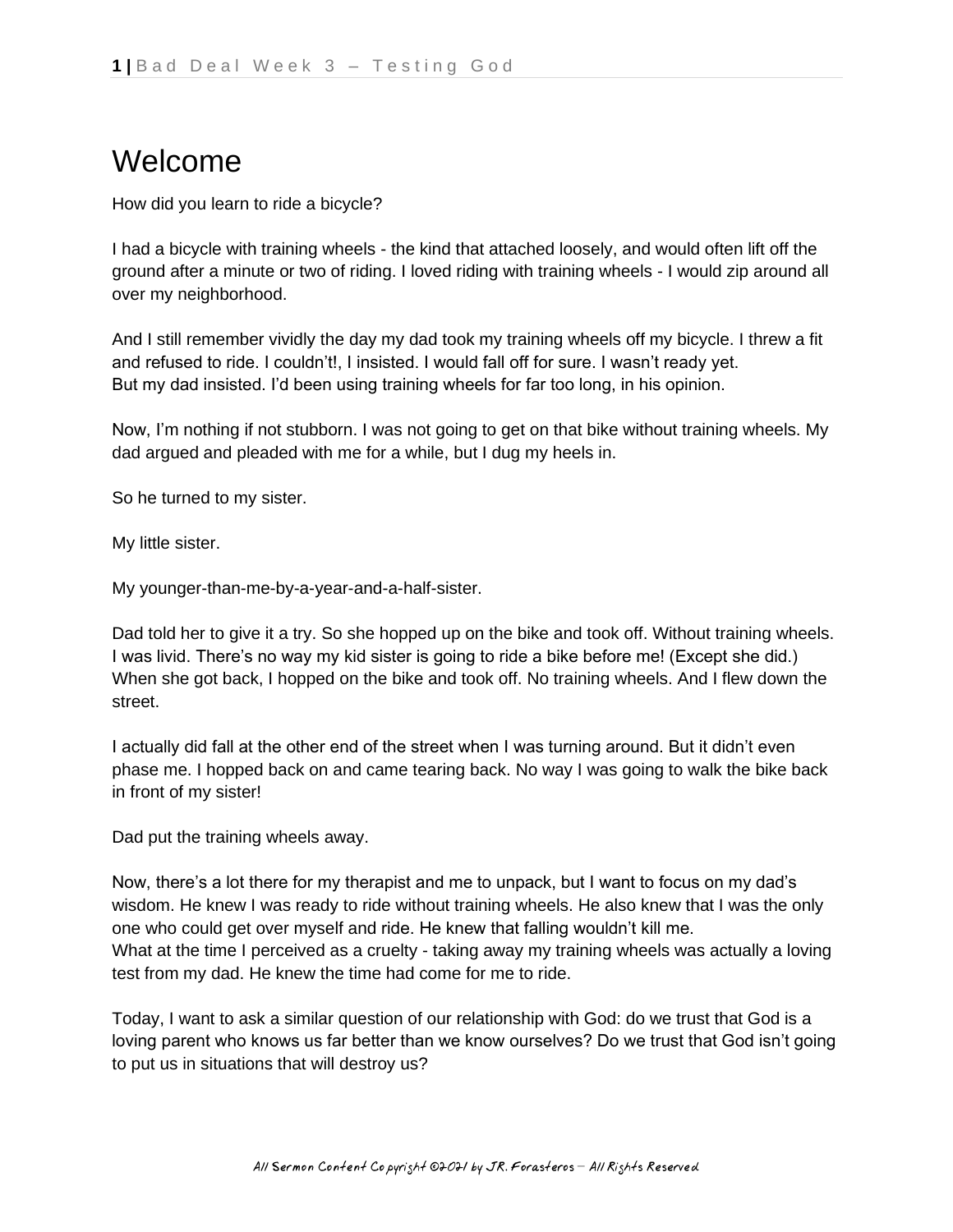# Welcome

How did you learn to ride a bicycle?

I had a bicycle with training wheels - the kind that attached loosely, and would often lift off the ground after a minute or two of riding. I loved riding with training wheels - I would zip around all over my neighborhood.

And I still remember vividly the day my dad took my training wheels off my bicycle. I threw a fit and refused to ride. I couldn't!, I insisted. I would fall off for sure. I wasn't ready yet.
But my dad insisted. I'd been using training wheels for far too long, in his opinion.

Now, I'm nothing if not stubborn. I was not going to get on that bike without training wheels. My dad argued and pleaded with me for a while, but I dug my heels in.

So he turned to my sister.

My little sister.

My younger-than-me-by-a-year-and-a-half-sister.

Dad told her to give it a try. So she hopped up on the bike and took off. Without training wheels. I was livid. There's no way my kid sister is going to ride a bike before me! (Except she did.) When she got back, I hopped on the bike and took off. No training wheels. And I flew down the street.

I actually did fall at the other end of the street when I was turning around. But it didn't even phase me. I hopped back on and came tearing back. No way I was going to walk the bike back in front of my sister!

Dad put the training wheels away.

Now, there's a lot there for my therapist and me to unpack, but I want to focus on my dad's wisdom. He knew I was ready to ride without training wheels. He also knew that I was the only one who could get over myself and ride. He knew that falling wouldn't kill me.
What at the time I perceived as a cruelty - taking away my training wheels was actually a loving test from my dad. He knew the time had come for me to ride.

Today, I want to ask a similar question of our relationship with God: do we trust that God is a loving parent who knows us far better than we know ourselves? Do we trust that God isn't going to put us in situations that will destroy us?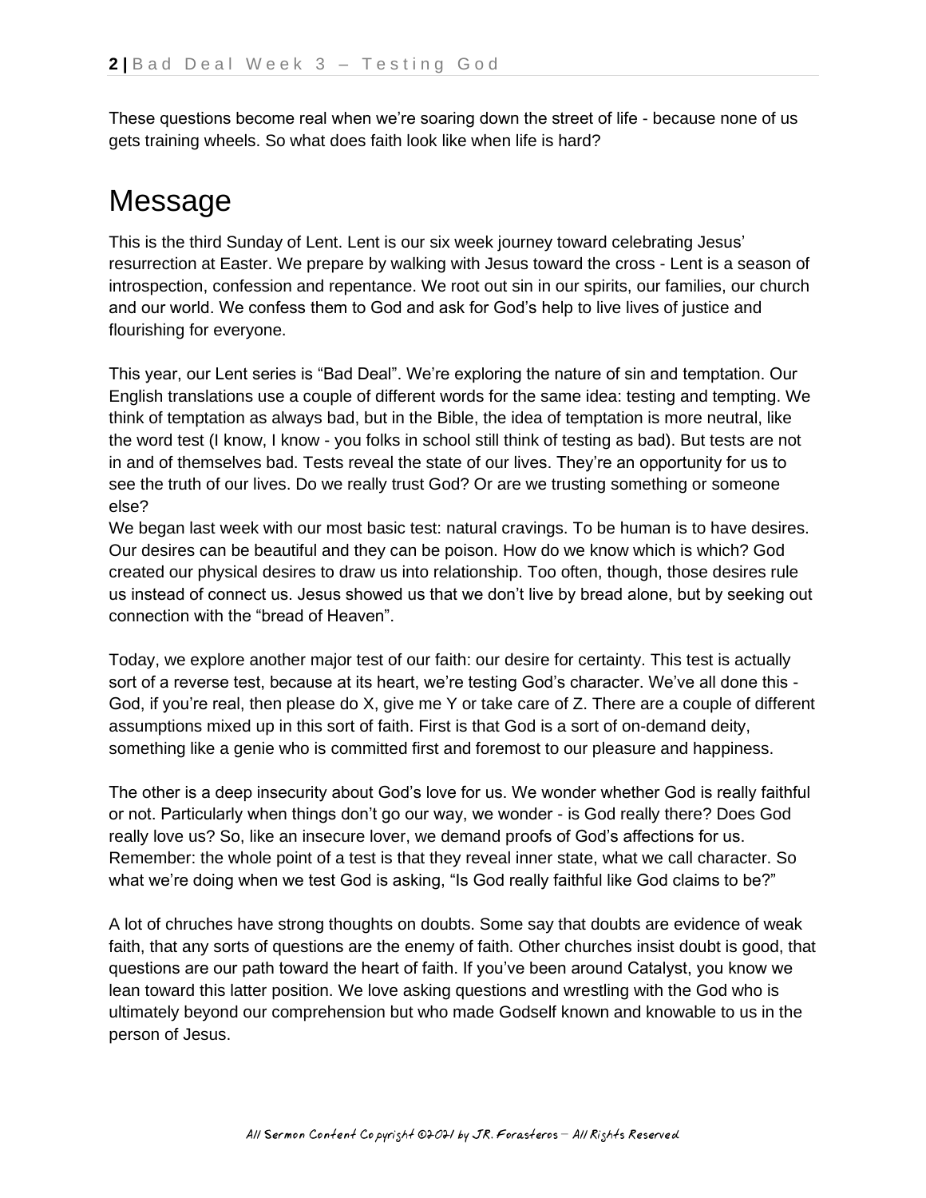These questions become real when we're soaring down the street of life - because none of us gets training wheels. So what does faith look like when life is hard?

# Message

This is the third Sunday of Lent. Lent is our six week journey toward celebrating Jesus' resurrection at Easter. We prepare by walking with Jesus toward the cross - Lent is a season of introspection, confession and repentance. We root out sin in our spirits, our families, our church and our world. We confess them to God and ask for God's help to live lives of justice and flourishing for everyone.

This year, our Lent series is "Bad Deal". We're exploring the nature of sin and temptation. Our English translations use a couple of different words for the same idea: testing and tempting. We think of temptation as always bad, but in the Bible, the idea of temptation is more neutral, like the word test (I know, I know - you folks in school still think of testing as bad). But tests are not in and of themselves bad. Tests reveal the state of our lives. They're an opportunity for us to see the truth of our lives. Do we really trust God? Or are we trusting something or someone else?

We began last week with our most basic test: natural cravings. To be human is to have desires. Our desires can be beautiful and they can be poison. How do we know which is which? God created our physical desires to draw us into relationship. Too often, though, those desires rule us instead of connect us. Jesus showed us that we don't live by bread alone, but by seeking out connection with the "bread of Heaven".

Today, we explore another major test of our faith: our desire for certainty. This test is actually sort of a reverse test, because at its heart, we're testing God's character. We've all done this - God, if you're real, then please do X, give me Y or take care of Z. There are a couple of different assumptions mixed up in this sort of faith. First is that God is a sort of on-demand deity, something like a genie who is committed first and foremost to our pleasure and happiness.

The other is a deep insecurity about God's love for us. We wonder whether God is really faithful or not. Particularly when things don't go our way, we wonder - is God really there? Does God really love us? So, like an insecure lover, we demand proofs of God's affections for us. Remember: the whole point of a test is that they reveal inner state, what we call character. So what we're doing when we test God is asking, "Is God really faithful like God claims to be?"

A lot of chruches have strong thoughts on doubts. Some say that doubts are evidence of weak faith, that any sorts of questions are the enemy of faith. Other churches insist doubt is good, that questions are our path toward the heart of faith. If you've been around Catalyst, you know we lean toward this latter position. We love asking questions and wrestling with the God who is ultimately beyond our comprehension but who made Godself known and knowable to us in the person of Jesus.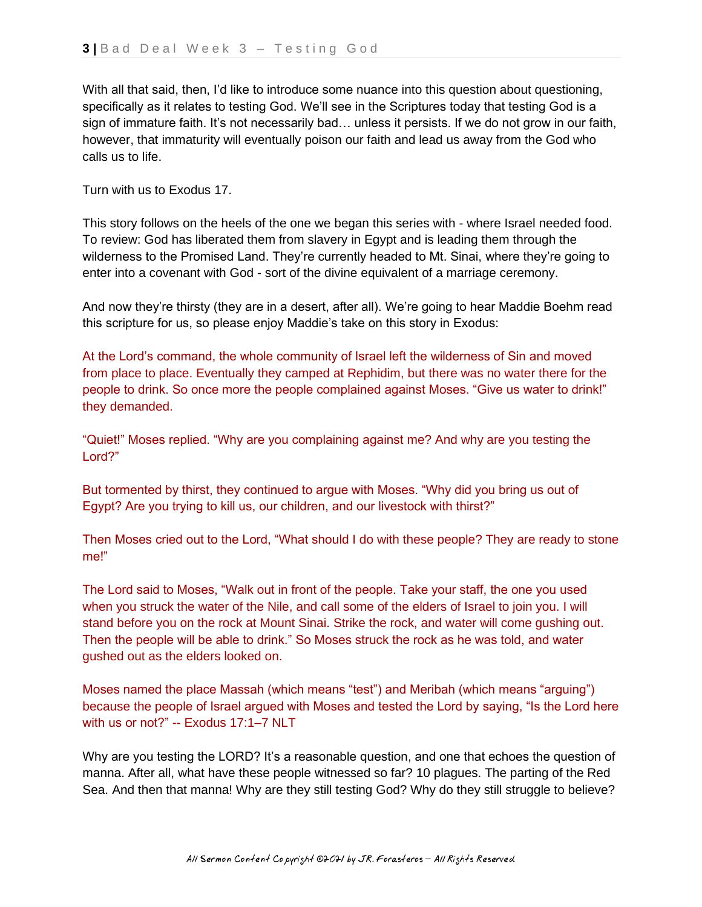With all that said, then, I'd like to introduce some nuance into this question about questioning, specifically as it relates to testing God. We'll see in the Scriptures today that testing God is a sign of immature faith. It's not necessarily bad… unless it persists. If we do not grow in our faith, however, that immaturity will eventually poison our faith and lead us away from the God who calls us to life.

Turn with us to Exodus 17.

This story follows on the heels of the one we began this series with - where Israel needed food. To review: God has liberated them from slavery in Egypt and is leading them through the wilderness to the Promised Land. They're currently headed to Mt. Sinai, where they're going to enter into a covenant with God - sort of the divine equivalent of a marriage ceremony.

And now they're thirsty (they are in a desert, after all). We're going to hear Maddie Boehm read this scripture for us, so please enjoy Maddie's take on this story in Exodus:

At the Lord's command, the whole community of Israel left the wilderness of Sin and moved from place to place. Eventually they camped at Rephidim, but there was no water there for the people to drink. So once more the people complained against Moses. "Give us water to drink!" they demanded.

"Quiet!" Moses replied. "Why are you complaining against me? And why are you testing the Lord?"

But tormented by thirst, they continued to argue with Moses. "Why did you bring us out of Egypt? Are you trying to kill us, our children, and our livestock with thirst?"

Then Moses cried out to the Lord, "What should I do with these people? They are ready to stone me!"

The Lord said to Moses, "Walk out in front of the people. Take your staff, the one you used when you struck the water of the Nile, and call some of the elders of Israel to join you. I will stand before you on the rock at Mount Sinai. Strike the rock, and water will come gushing out. Then the people will be able to drink." So Moses struck the rock as he was told, and water gushed out as the elders looked on.

Moses named the place Massah (which means "test") and Meribah (which means "arguing") because the people of Israel argued with Moses and tested the Lord by saying, "Is the Lord here with us or not?" -- Exodus 17:1–7 NLT

Why are you testing the LORD? It's a reasonable question, and one that echoes the question of manna. After all, what have these people witnessed so far? 10 plagues. The parting of the Red Sea. And then that manna! Why are they still testing God? Why do they still struggle to believe?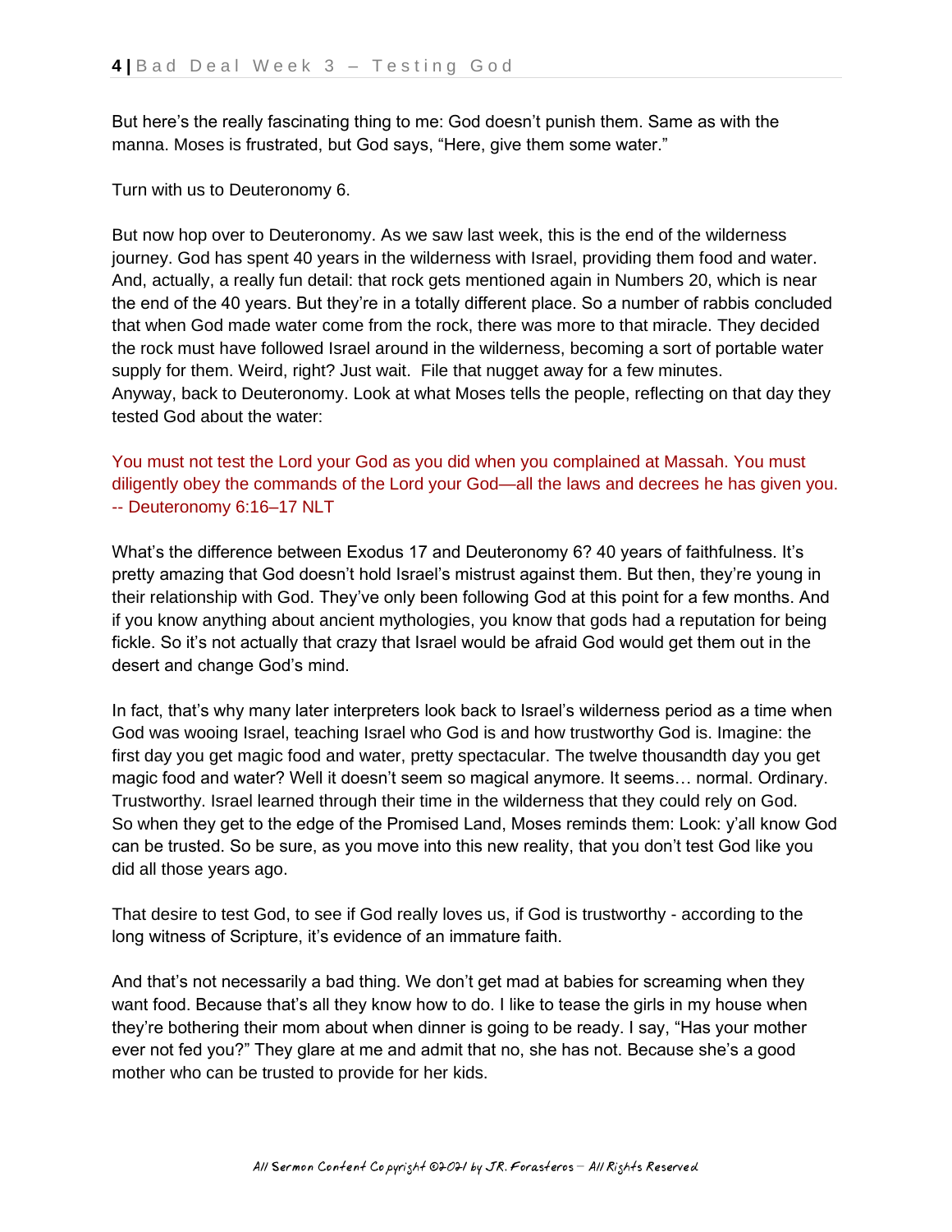But here's the really fascinating thing to me: God doesn't punish them. Same as with the manna. Moses is frustrated, but God says, "Here, give them some water."

Turn with us to Deuteronomy 6.

But now hop over to Deuteronomy. As we saw last week, this is the end of the wilderness journey. God has spent 40 years in the wilderness with Israel, providing them food and water. And, actually, a really fun detail: that rock gets mentioned again in Numbers 20, which is near the end of the 40 years. But they're in a totally different place. So a number of rabbis concluded that when God made water come from the rock, there was more to that miracle. They decided the rock must have followed Israel around in the wilderness, becoming a sort of portable water supply for them. Weird, right? Just wait. File that nugget away for a few minutes.
Anyway, back to Deuteronomy. Look at what Moses tells the people, reflecting on that day they tested God about the water:

You must not test the Lord your God as you did when you complained at Massah. You must diligently obey the commands of the Lord your God—all the laws and decrees he has given you.
-- Deuteronomy 6:16–17 NLT

What's the difference between Exodus 17 and Deuteronomy 6? 40 years of faithfulness. It's pretty amazing that God doesn't hold Israel's mistrust against them. But then, they're young in their relationship with God. They've only been following God at this point for a few months. And if you know anything about ancient mythologies, you know that gods had a reputation for being fickle. So it's not actually that crazy that Israel would be afraid God would get them out in the desert and change God's mind.

In fact, that's why many later interpreters look back to Israel's wilderness period as a time when God was wooing Israel, teaching Israel who God is and how trustworthy God is. Imagine: the first day you get magic food and water, pretty spectacular. The twelve thousandth day you get magic food and water? Well it doesn't seem so magical anymore. It seems… normal. Ordinary. Trustworthy. Israel learned through their time in the wilderness that they could rely on God.
So when they get to the edge of the Promised Land, Moses reminds them: Look: y'all know God can be trusted. So be sure, as you move into this new reality, that you don't test God like you did all those years ago.

That desire to test God, to see if God really loves us, if God is trustworthy - according to the long witness of Scripture, it's evidence of an immature faith.

And that's not necessarily a bad thing. We don't get mad at babies for screaming when they want food. Because that's all they know how to do. I like to tease the girls in my house when they're bothering their mom about when dinner is going to be ready. I say, "Has your mother ever not fed you?" They glare at me and admit that no, she has not. Because she's a good mother who can be trusted to provide for her kids.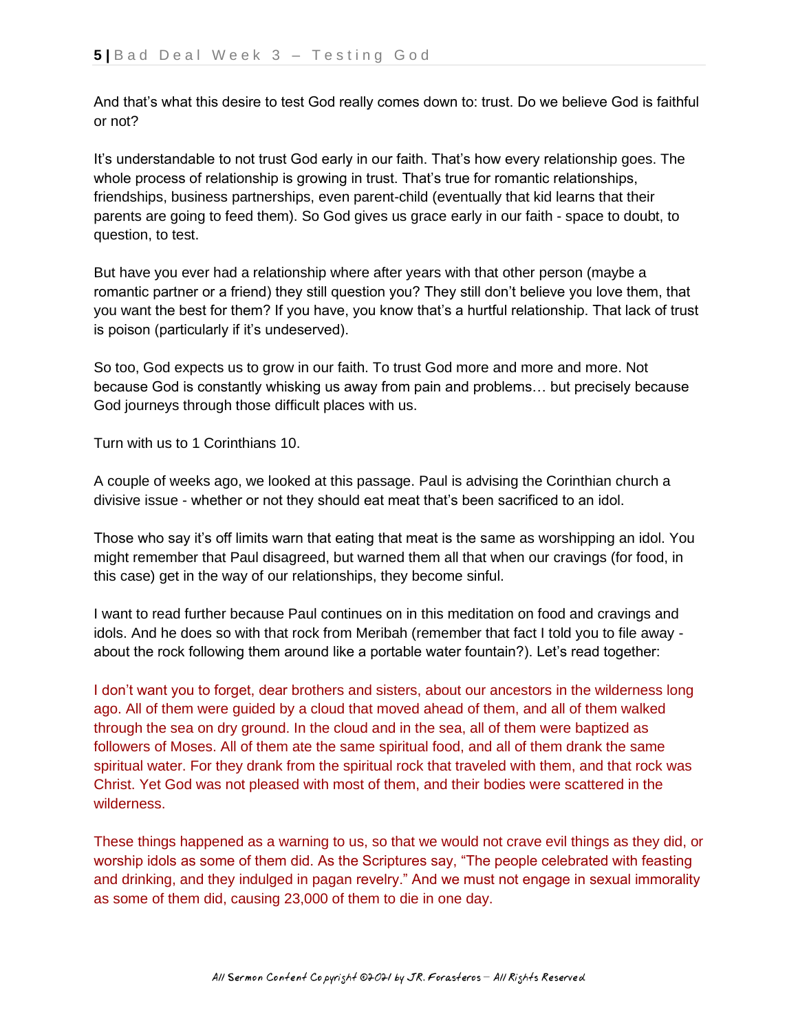And that's what this desire to test God really comes down to: trust. Do we believe God is faithful or not?

It's understandable to not trust God early in our faith. That's how every relationship goes. The whole process of relationship is growing in trust. That's true for romantic relationships, friendships, business partnerships, even parent-child (eventually that kid learns that their parents are going to feed them). So God gives us grace early in our faith - space to doubt, to question, to test.

But have you ever had a relationship where after years with that other person (maybe a romantic partner or a friend) they still question you? They still don't believe you love them, that you want the best for them? If you have, you know that's a hurtful relationship. That lack of trust is poison (particularly if it's undeserved).

So too, God expects us to grow in our faith. To trust God more and more and more. Not because God is constantly whisking us away from pain and problems… but precisely because God journeys through those difficult places with us.

Turn with us to 1 Corinthians 10.

A couple of weeks ago, we looked at this passage. Paul is advising the Corinthian church a divisive issue - whether or not they should eat meat that's been sacrificed to an idol.

Those who say it's off limits warn that eating that meat is the same as worshipping an idol. You might remember that Paul disagreed, but warned them all that when our cravings (for food, in this case) get in the way of our relationships, they become sinful.

I want to read further because Paul continues on in this meditation on food and cravings and idols. And he does so with that rock from Meribah (remember that fact I told you to file away - about the rock following them around like a portable water fountain?). Let's read together:

I don't want you to forget, dear brothers and sisters, about our ancestors in the wilderness long ago. All of them were guided by a cloud that moved ahead of them, and all of them walked through the sea on dry ground. In the cloud and in the sea, all of them were baptized as followers of Moses. All of them ate the same spiritual food, and all of them drank the same spiritual water. For they drank from the spiritual rock that traveled with them, and that rock was Christ. Yet God was not pleased with most of them, and their bodies were scattered in the wilderness.

These things happened as a warning to us, so that we would not crave evil things as they did, or worship idols as some of them did. As the Scriptures say, "The people celebrated with feasting and drinking, and they indulged in pagan revelry." And we must not engage in sexual immorality as some of them did, causing 23,000 of them to die in one day.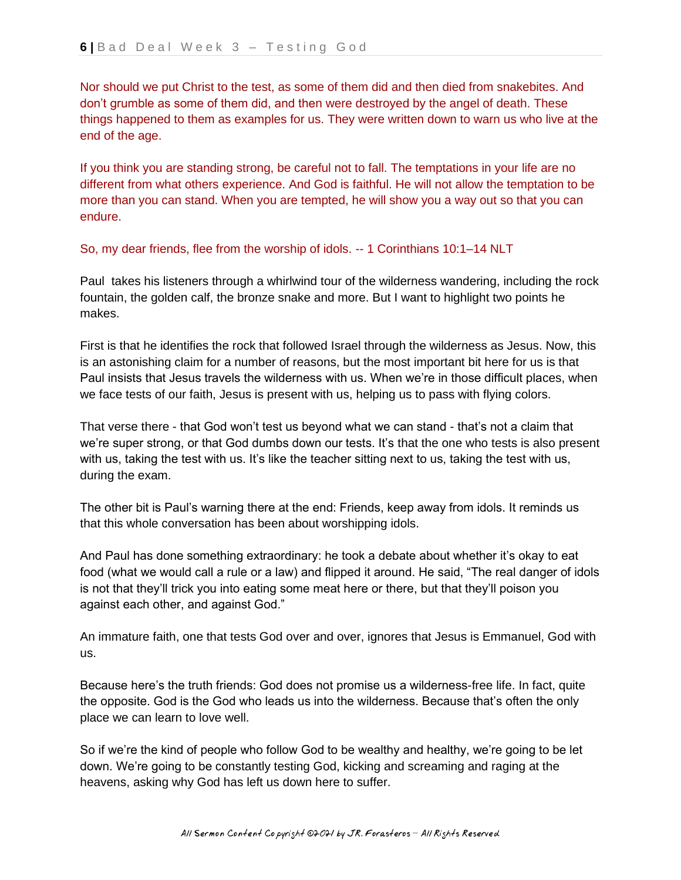Nor should we put Christ to the test, as some of them did and then died from snakebites. And don't grumble as some of them did, and then were destroyed by the angel of death. These things happened to them as examples for us. They were written down to warn us who live at the end of the age.

If you think you are standing strong, be careful not to fall. The temptations in your life are no different from what others experience. And God is faithful. He will not allow the temptation to be more than you can stand. When you are tempted, he will show you a way out so that you can endure.

So, my dear friends, flee from the worship of idols. -- 1 Corinthians 10:1–14 NLT

Paul takes his listeners through a whirlwind tour of the wilderness wandering, including the rock fountain, the golden calf, the bronze snake and more. But I want to highlight two points he makes.

First is that he identifies the rock that followed Israel through the wilderness as Jesus. Now, this is an astonishing claim for a number of reasons, but the most important bit here for us is that Paul insists that Jesus travels the wilderness with us. When we're in those difficult places, when we face tests of our faith, Jesus is present with us, helping us to pass with flying colors.

That verse there - that God won't test us beyond what we can stand - that's not a claim that we're super strong, or that God dumbs down our tests. It's that the one who tests is also present with us, taking the test with us. It's like the teacher sitting next to us, taking the test with us, during the exam.

The other bit is Paul's warning there at the end: Friends, keep away from idols. It reminds us that this whole conversation has been about worshipping idols.

And Paul has done something extraordinary: he took a debate about whether it's okay to eat food (what we would call a rule or a law) and flipped it around. He said, "The real danger of idols is not that they'll trick you into eating some meat here or there, but that they'll poison you against each other, and against God."

An immature faith, one that tests God over and over, ignores that Jesus is Emmanuel, God with us.

Because here's the truth friends: God does not promise us a wilderness-free life. In fact, quite the opposite. God is the God who leads us into the wilderness. Because that's often the only place we can learn to love well.

So if we're the kind of people who follow God to be wealthy and healthy, we're going to be let down. We're going to be constantly testing God, kicking and screaming and raging at the heavens, asking why God has left us down here to suffer.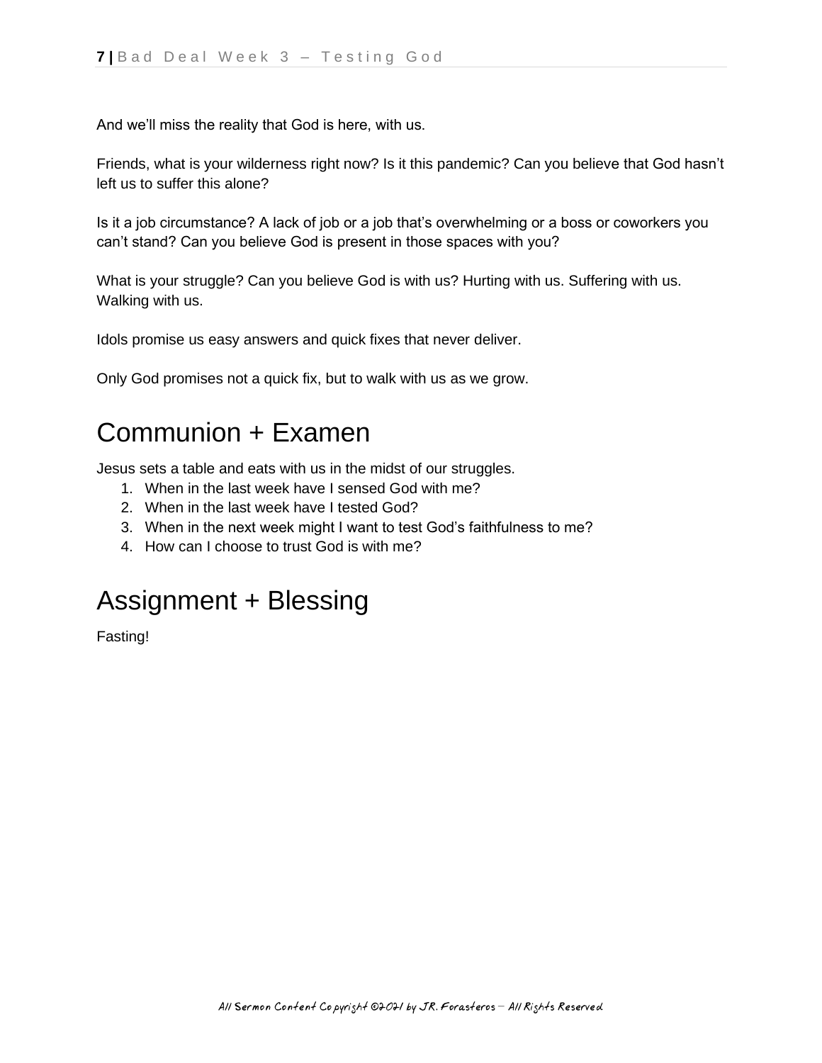And we'll miss the reality that God is here, with us.

Friends, what is your wilderness right now? Is it this pandemic? Can you believe that God hasn't left us to suffer this alone?

Is it a job circumstance? A lack of job or a job that's overwhelming or a boss or coworkers you can't stand? Can you believe God is present in those spaces with you?

What is your struggle? Can you believe God is with us? Hurting with us. Suffering with us. Walking with us.

Idols promise us easy answers and quick fixes that never deliver.

Only God promises not a quick fix, but to walk with us as we grow.

# Communion + Examen

Jesus sets a table and eats with us in the midst of our struggles.

1. When in the last week have I sensed God with me?
2. When in the last week have I tested God?
3. When in the next week might I want to test God's faithfulness to me?
4. How can I choose to trust God is with me?

# Assignment + Blessing

Fasting!